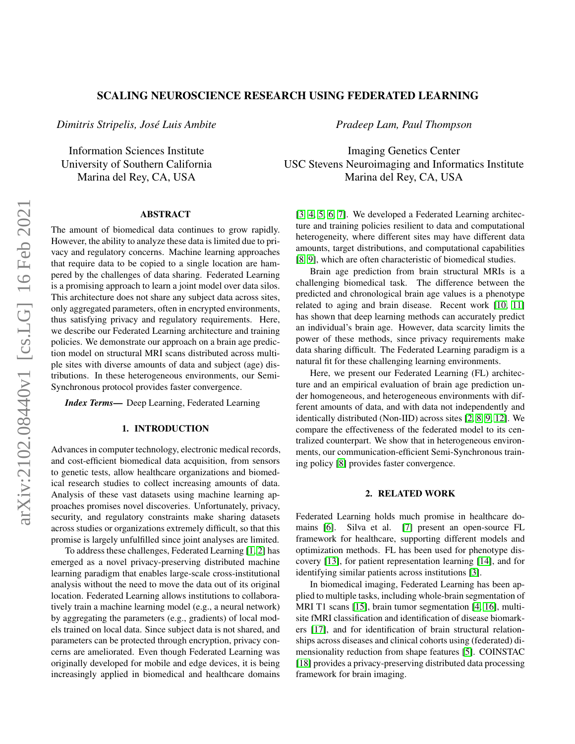# SCALING NEUROSCIENCE RESEARCH USING FEDERATED LEARNING

*Dimitris Stripelis, José Luis Ambite*

Information Sciences Institute
University of Southern California
Marina del Rey, CA, USA

*Pradeep Lam, Paul Thompson*

Imaging Genetics Center
USC Stevens Neuroimaging and Informatics Institute
Marina del Rey, CA, USA

## ABSTRACT

The amount of biomedical data continues to grow rapidly. However, the ability to analyze these data is limited due to privacy and regulatory concerns. Machine learning approaches that require data to be copied to a single location are hampered by the challenges of data sharing. Federated Learning is a promising approach to learn a joint model over data silos. This architecture does not share any subject data across sites, only aggregated parameters, often in encrypted environments, thus satisfying privacy and regulatory requirements. Here, we describe our Federated Learning architecture and training policies. We demonstrate our approach on a brain age prediction model on structural MRI scans distributed across multiple sites with diverse amounts of data and subject (age) distributions. In these heterogeneous environments, our Semi-Synchronous protocol provides faster convergence.

***Index Terms*—** Deep Learning, Federated Learning

## 1. INTRODUCTION

Advances in computer technology, electronic medical records, and cost-efficient biomedical data acquisition, from sensors to genetic tests, allow healthcare organizations and biomedical research studies to collect increasing amounts of data. Analysis of these vast datasets using machine learning approaches promises novel discoveries. Unfortunately, privacy, security, and regulatory constraints make sharing datasets across studies or organizations extremely difficult, so that this promise is largely unfulfilled since joint analyses are limited.

To address these challenges, Federated Learning [1, 2] has emerged as a novel privacy-preserving distributed machine learning paradigm that enables large-scale cross-institutional analysis without the need to move the data out of its original location. Federated Learning allows institutions to collaboratively train a machine learning model (e.g., a neural network) by aggregating the parameters (e.g., gradients) of local models trained on local data. Since subject data is not shared, and parameters can be protected through encryption, privacy concerns are ameliorated. Even though Federated Learning was originally developed for mobile and edge devices, it is being increasingly applied in biomedical and healthcare domains [3, 4, 5, 6, 7]. We developed a Federated Learning architecture and training policies resilient to data and computational heterogeneity, where different sites may have different data amounts, target distributions, and computational capabilities [8, 9], which are often characteristic of biomedical studies.

Brain age prediction from brain structural MRIs is a challenging biomedical task. The difference between the predicted and chronological brain age values is a phenotype related to aging and brain disease. Recent work [10, 11] has shown that deep learning methods can accurately predict an individual's brain age. However, data scarcity limits the power of these methods, since privacy requirements make data sharing difficult. The Federated Learning paradigm is a natural fit for these challenging learning environments.

Here, we present our Federated Learning (FL) architecture and an empirical evaluation of brain age prediction under homogeneous, and heterogeneous environments with different amounts of data, and with data not independently and identically distributed (Non-IID) across sites [2, 8, 9, 12]. We compare the effectiveness of the federated model to its centralized counterpart. We show that in heterogeneous environments, our communication-efficient Semi-Synchronous training policy [8] provides faster convergence.

## 2. RELATED WORK

Federated Learning holds much promise in healthcare domains [6]. Silva et al. [7] present an open-source FL framework for healthcare, supporting different models and optimization methods. FL has been used for phenotype discovery [13], for patient representation learning [14], and for identifying similar patients across institutions [3].

In biomedical imaging, Federated Learning has been applied to multiple tasks, including whole-brain segmentation of MRI T1 scans [15], brain tumor segmentation [4, 16], multi-site fMRI classification and identification of disease biomarkers [17], and for identification of brain structural relationships across diseases and clinical cohorts using (federated) dimensionality reduction from shape features [5]. COINSTAC [18] provides a privacy-preserving distributed data processing framework for brain imaging.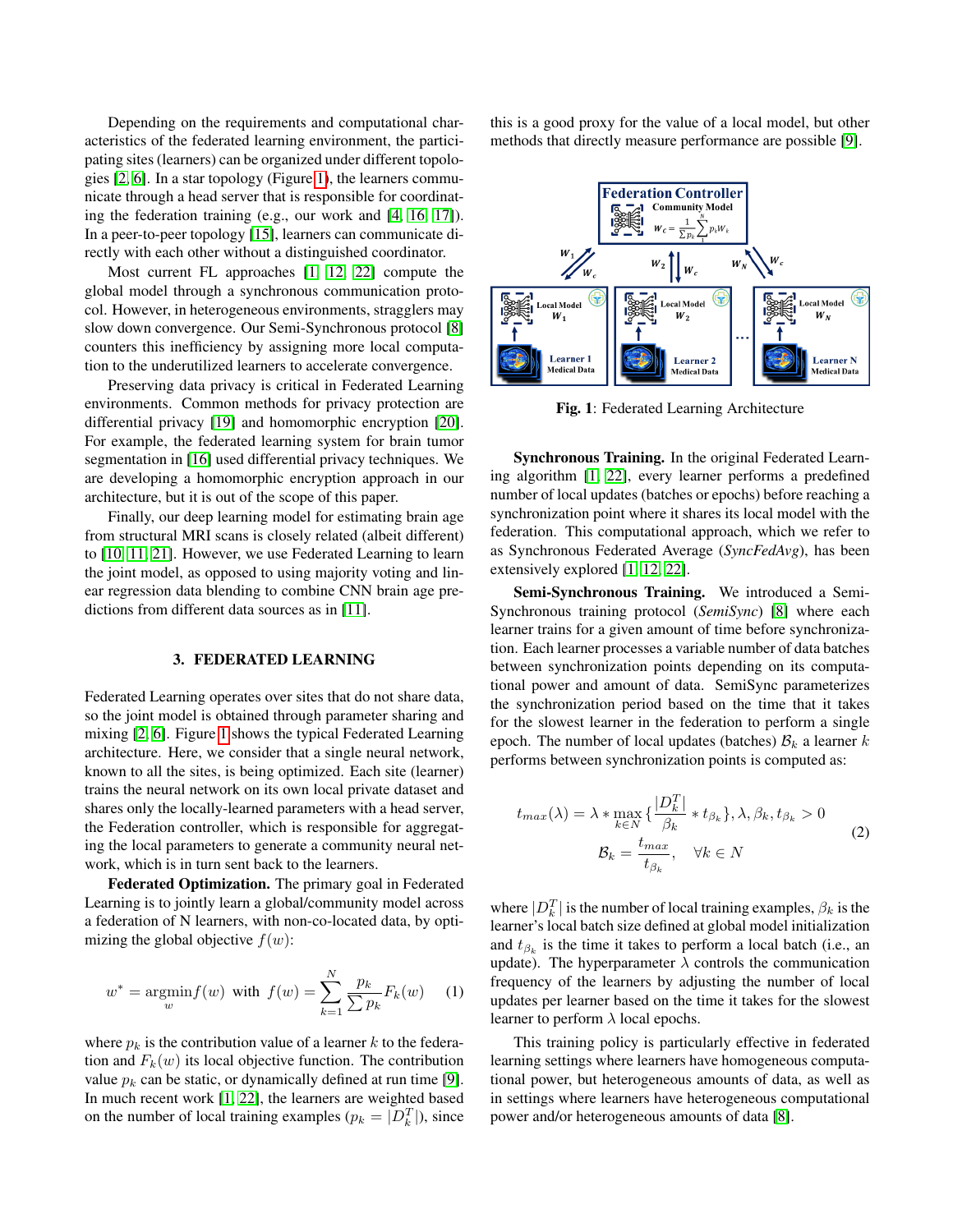Depending on the requirements and computational characteristics of the federated learning environment, the participating sites (learners) can be organized under different topologies [2, 6]. In a star topology (Figure 1), the learners communicate through a head server that is responsible for coordinating the federation training (e.g., our work and [4, 16, 17]). In a peer-to-peer topology [15], learners can communicate directly with each other without a distinguished coordinator.

Most current FL approaches [1, 12, 22] compute the global model through a synchronous communication protocol. However, in heterogeneous environments, stragglers may slow down convergence. Our Semi-Synchronous protocol [8] counters this inefficiency by assigning more local computation to the underutilized learners to accelerate convergence.

Preserving data privacy is critical in Federated Learning environments. Common methods for privacy protection are differential privacy [19] and homomorphic encryption [20]. For example, the federated learning system for brain tumor segmentation in [16] used differential privacy techniques. We are developing a homomorphic encryption approach in our architecture, but it is out of the scope of this paper.

Finally, our deep learning model for estimating brain age from structural MRI scans is closely related (albeit different) to [10, 11, 21]. However, we use Federated Learning to learn the joint model, as opposed to using majority voting and linear regression data blending to combine CNN brain age predictions from different data sources as in [11].

## 3. FEDERATED LEARNING

Federated Learning operates over sites that do not share data, so the joint model is obtained through parameter sharing and mixing [2, 6]. Figure 1 shows the typical Federated Learning architecture. Here, we consider that a single neural network, known to all the sites, is being optimized. Each site (learner) trains the neural network on its own local private dataset and shares only the locally-learned parameters with a head server, the Federation controller, which is responsible for aggregating the local parameters to generate a community neural network, which is in turn sent back to the learners.

**Federated Optimization.** The primary goal in Federated Learning is to jointly learn a global/community model across a federation of N learners, with non-co-located data, by optimizing the global objective $f(w)$:

$$w^* = \underset{w}{\operatorname{argmin}} f(w) \text{ with } f(w) = \sum_{k=1}^{N} \frac{p_k}{\sum p_k} F_k(w) \tag{1}$$

where $p_k$ is the contribution value of a learner $k$ to the federation and $F_k(w)$ its local objective function. The contribution value $p_k$ can be static, or dynamically defined at run time [9]. In much recent work [1, 22], the learners are weighted based on the number of local training examples ($p_k = |D_k^T|$), since this is a good proxy for the value of a local model, but other methods that directly measure performance are possible [9].

**Fig. 1**: Federated Learning Architecture

**Synchronous Training.** In the original Federated Learning algorithm [1, 22], every learner performs a predefined number of local updates (batches or epochs) before reaching a synchronization point where it shares its local model with the federation. This computational approach, which we refer to as Synchronous Federated Average (*SyncFedAvg*), has been extensively explored [1, 12, 22].

**Semi-Synchronous Training.** We introduced a Semi-Synchronous training protocol (*SemiSync*) [8] where each learner trains for a given amount of time before synchronization. Each learner processes a variable number of data batches between synchronization points depending on its computational power and amount of data. SemiSync parameterizes the synchronization period based on the time that it takes for the slowest learner in the federation to perform a single epoch. The number of local updates (batches) $\mathcal{B}_k$ a learner $k$ performs between synchronization points is computed as:

$$\begin{aligned} t_{max}(\lambda) &= \lambda * \max_{k \in N} \{ \frac{|D_k^T|}{\beta_k} * t_{\beta_k} \}, \lambda, \beta_k, t_{\beta_k} > 0 \\ \mathcal{B}_k &= \frac{t_{max}}{t_{\beta_k}}, \quad \forall k \in N \end{aligned} \tag{2}$$

where $|D_k^T|$ is the number of local training examples, $\beta_k$ is the learner's local batch size defined at global model initialization and $t_{\beta_k}$ is the time it takes to perform a local batch (i.e., an update). The hyperparameter $\lambda$ controls the communication frequency of the learners by adjusting the number of local updates per learner based on the time it takes for the slowest learner to perform $\lambda$ local epochs.

This training policy is particularly effective in federated learning settings where learners have homogeneous computational power, but heterogeneous amounts of data, as well as in settings where learners have heterogeneous computational power and/or heterogeneous amounts of data [8].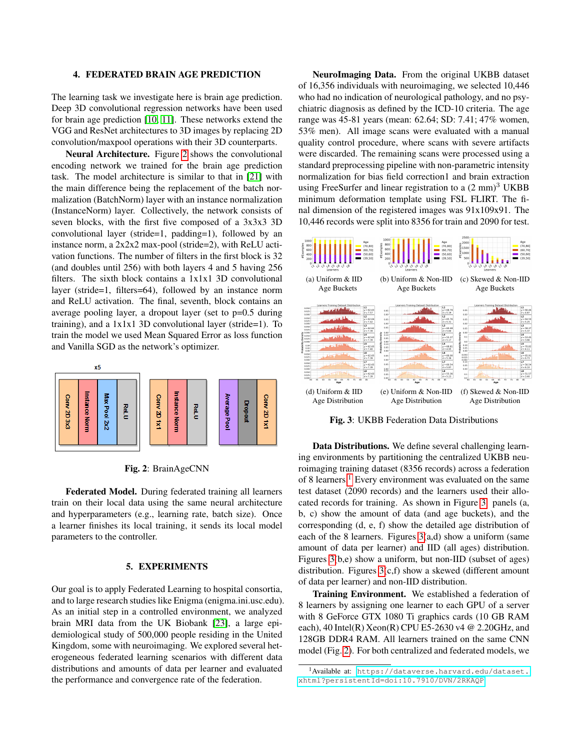## 4. FEDERATED BRAIN AGE PREDICTION

The learning task we investigate here is brain age prediction. Deep 3D convolutional regression networks have been used for brain age prediction [10, 11]. These networks extend the VGG and ResNet architectures to 3D images by replacing 2D convolution/maxpool operations with their 3D counterparts.

**Neural Architecture.** Figure 2 shows the convolutional encoding network we trained for the brain age prediction task. The model architecture is similar to that in [21] with the main difference being the replacement of the batch normalization (BatchNorm) layer with an instance normalization (InstanceNorm) layer. Collectively, the network consists of seven blocks, with the first five composed of a 3x3x3 3D convolutional layer (stride=1, padding=1), followed by an instance norm, a 2x2x2 max-pool (stride=2), with ReLU activation functions. The number of filters in the first block is 32 (and doubles until 256) with both layers 4 and 5 having 256 filters. The sixth block contains a 1x1x1 3D convolutional layer (stride=1, filters=64), followed by an instance norm and ReLU activation. The final, seventh, block contains an average pooling layer, a dropout layer (set to p=0.5 during training), and a 1x1x1 convolutional layer (stride=1). To train the model we used Mean Squared Error as loss function and Vanilla SGD as the network's optimizer.

**Fig. 2**: BrainAgeCNN

**Federated Model.** During federated training all learners train on their local data using the same neural architecture and hyperparameters (e.g., learning rate, batch size). Once a learner finishes its local training, it sends its local model parameters to the controller.

## 5. EXPERIMENTS

Our goal is to apply Federated Learning to hospital consortia, and to large research studies like Enigma (enigma.ini.usc.edu). As an initial step in a controlled environment, we analyzed brain MRI data from the UK Biobank [23], a large epidemiological study of 500,000 people residing in the United Kingdom, some with neuroimaging. We explored several heterogeneous federated learning scenarios with different data distributions and amounts of data per learner and evaluated the performance and convergence rate of the federation.

**NeuroImaging Data.** From the original UKBB dataset of 16,356 individuals with neuroimaging, we selected 10,446 who had no indication of neurological pathology, and no psychiatric diagnosis as defined by the ICD-10 criteria. The age range was 45-81 years (mean: 62.64; SD: 7.41; 47% women, 53% men). All image scans were evaluated with a manual quality control procedure, where scans with severe artifacts were discarded. The remaining scans were processed using a standard preprocessing pipeline with non-parametric intensity normalization for bias field correction1 and brain extraction using FreeSurfer and linear registration to a (2 mm)$^3$ UKBB minimum deformation template using FSL FLIRT. The final dimension of the registered images was 91x109x91. The 10,446 records were split into 8356 for train and 2090 for test.

(a) Uniform & IID Age Buckets
(b) Uniform & Non-IID Age Buckets
(c) Skewed & Non-IID Age Buckets
(d) Uniform & IID Age Distribution
(e) Uniform & Non-IID Age Distribution
(f) Skewed & Non-IID Age Distribution

**Fig. 3**: UKBB Federation Data Distributions

**Data Distributions.** We define several challenging learning environments by partitioning the centralized UKBB neuroimaging training dataset (8356 records) across a federation of 8 learners.[1] Every environment was evaluated on the same test dataset (2090 records) and the learners used their allocated records for training. As shown in Figure 3, panels (a, b, c) show the amount of data (and age buckets), and the corresponding (d, e, f) show the detailed age distribution of each of the 8 learners. Figures 3(a,d) show a uniform (same amount of data per learner) and IID (all ages) distribution. Figures 3(b,e) show a uniform, but non-IID (subset of ages) distribution. Figures 3(c,f) show a skewed (different amount of data per learner) and non-IID distribution.

**Training Environment.** We established a federation of 8 learners by assigning one learner to each GPU of a server with 8 GeForce GTX 1080 Ti graphics cards (10 GB RAM each), 40 Intel(R) Xeon(R) CPU E5-2630 v4 @ 2.20GHz, and 128GB DDR4 RAM. All learners trained on the same CNN model (Fig. 2). For both centralized and federated models, we

[1] Available at: https://dataverse.harvard.edu/dataset.xhtml?persistentId=doi:10.7910/DVN/2RKAQP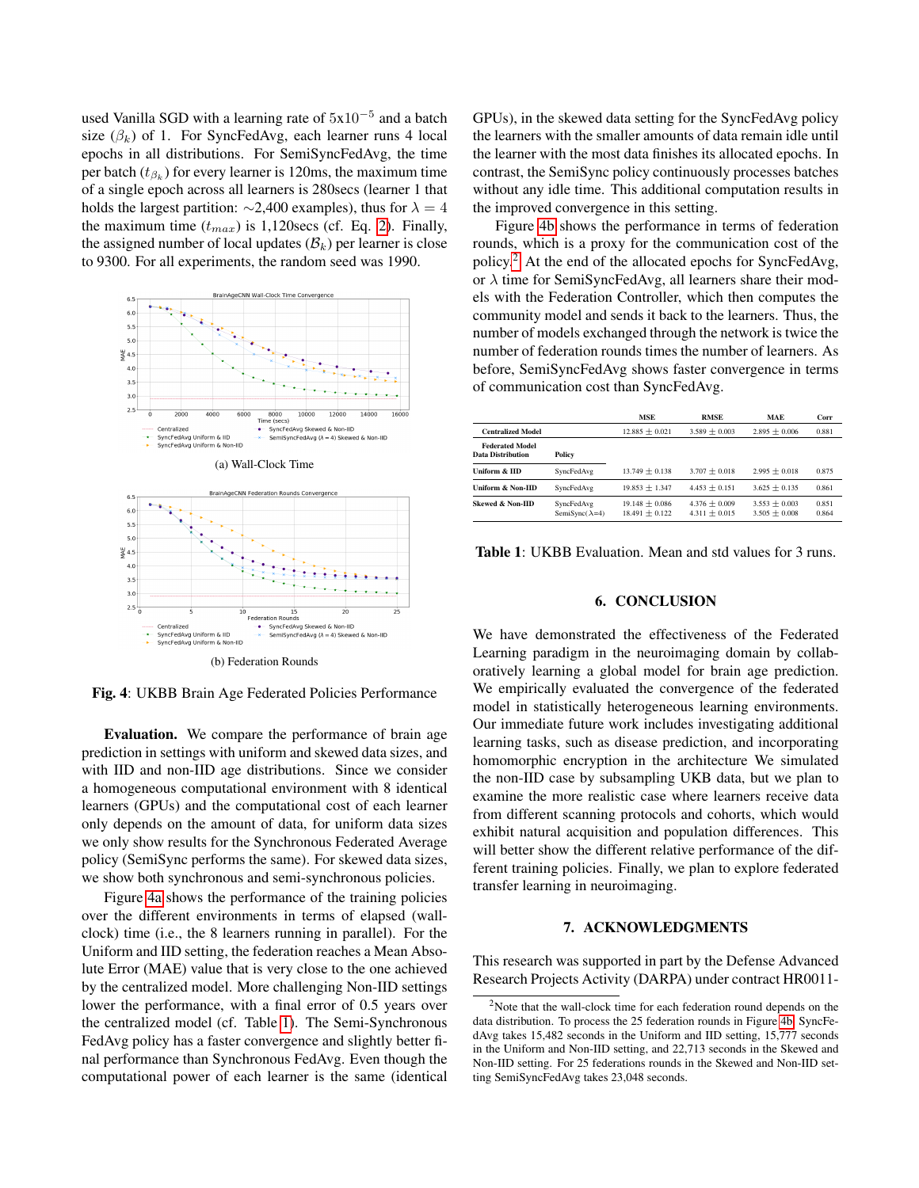used Vanilla SGD with a learning rate of 5x$10^{-5}$ and a batch size ($\beta_k$) of 1. For SyncFedAvg, each learner runs 4 local epochs in all distributions. For SemiSyncFedAvg, the time per batch ($t_{\beta_k}$) for every learner is 120ms, the maximum time of a single epoch across all learners is 280secs (learner 1 that holds the largest partition: ∼2,400 examples), thus for $\lambda = 4$ the maximum time ($t_{max}$) is 1,120secs (cf. Eq. 2). Finally, the assigned number of local updates ($\mathcal{B}_k$) per learner is close to 9300. For all experiments, the random seed was 1990.

(a) Wall-Clock Time

(b) Federation Rounds

**Fig. 4**: UKBB Brain Age Federated Policies Performance

**Evaluation.** We compare the performance of brain age prediction in settings with uniform and skewed data sizes, and with IID and non-IID age distributions. Since we consider a homogeneous computational environment with 8 identical learners (GPUs) and the computational cost of each learner only depends on the amount of data, for uniform data sizes we only show results for the Synchronous Federated Average policy (SemiSync performs the same). For skewed data sizes, we show both synchronous and semi-synchronous policies.

Figure 4a shows the performance of the training policies over the different environments in terms of elapsed (wall-clock) time (i.e., the 8 learners running in parallel). For the Uniform and IID setting, the federation reaches a Mean Absolute Error (MAE) value that is very close to the one achieved by the centralized model. More challenging Non-IID settings lower the performance, with a final error of 0.5 years over the centralized model (cf. Table 1). The Semi-Synchronous FedAvg policy has a faster convergence and slightly better final performance than Synchronous FedAvg. Even though the computational power of each learner is the same (identical GPUs), in the skewed data setting for the SyncFedAvg policy the learners with the smaller amounts of data remain idle until the learner with the most data finishes its allocated epochs. In contrast, the SemiSync policy continuously processes batches without any idle time. This additional computation results in the improved convergence in this setting.

Figure 4b shows the performance in terms of federation rounds, which is a proxy for the communication cost of the policy.[2] At the end of the allocated epochs for SyncFedAvg, or $\lambda$ time for SemiSyncFedAvg, all learners share their models with the Federation Controller, which then computes the community model and sends it back to the learners. Thus, the number of models exchanged through the network is twice the number of federation rounds times the number of learners. As before, SemiSyncFedAvg shows faster convergence in terms of communication cost than SyncFedAvg.

| | | MSE | RMSE | MAE | Corr |
|---|---|---|---|---|---|
| **Centralized Model** | | 12.885 ± 0.021 | 3.589 ± 0.003 | 2.895 ± 0.006 | 0.881 |
| **Federated Model Data Distribution** | **Policy** | | | | |
| **Uniform & IID** | SyncFedAvg | 13.749 ± 0.138 | 3.707 ± 0.018 | 2.995 ± 0.018 | 0.875 |
| **Uniform & Non-IID** | SyncFedAvg | 19.853 ± 1.347 | 4.453 ± 0.151 | 3.625 ± 0.135 | 0.861 |
| **Skewed & Non-IID** | SyncFedAvg | 19.148 ± 0.086 | 4.376 ± 0.009 | 3.553 ± 0.003 | 0.851 |
| | SemiSync($\lambda$=4) | 18.491 ± 0.122 | 4.311 ± 0.015 | 3.505 ± 0.008 | 0.864 |

**Table 1**: UKBB Evaluation. Mean and std values for 3 runs.

## 6. CONCLUSION

We have demonstrated the effectiveness of the Federated Learning paradigm in the neuroimaging domain by collaboratively learning a global model for brain age prediction. We empirically evaluated the convergence of the federated model in statistically heterogeneous learning environments. Our immediate future work includes investigating additional learning tasks, such as disease prediction, and incorporating homomorphic encryption in the architecture We simulated the non-IID case by subsampling UKB data, but we plan to examine the more realistic case where learners receive data from different scanning protocols and cohorts, which would exhibit natural acquisition and population differences. This will better show the different relative performance of the different training policies. Finally, we plan to explore federated transfer learning in neuroimaging.

## 7. ACKNOWLEDGMENTS

This research was supported in part by the Defense Advanced Research Projects Activity (DARPA) under contract HR0011-

[2] Note that the wall-clock time for each federation round depends on the data distribution. To process the 25 federation rounds in Figure 4b SyncFedAvg takes 15,482 seconds in the Uniform and IID setting, 15,777 seconds in the Uniform and Non-IID setting, and 22,713 seconds in the Skewed and Non-IID setting. For 25 federations rounds in the Skewed and Non-IID setting SemiSyncFedAvg takes 23,048 seconds.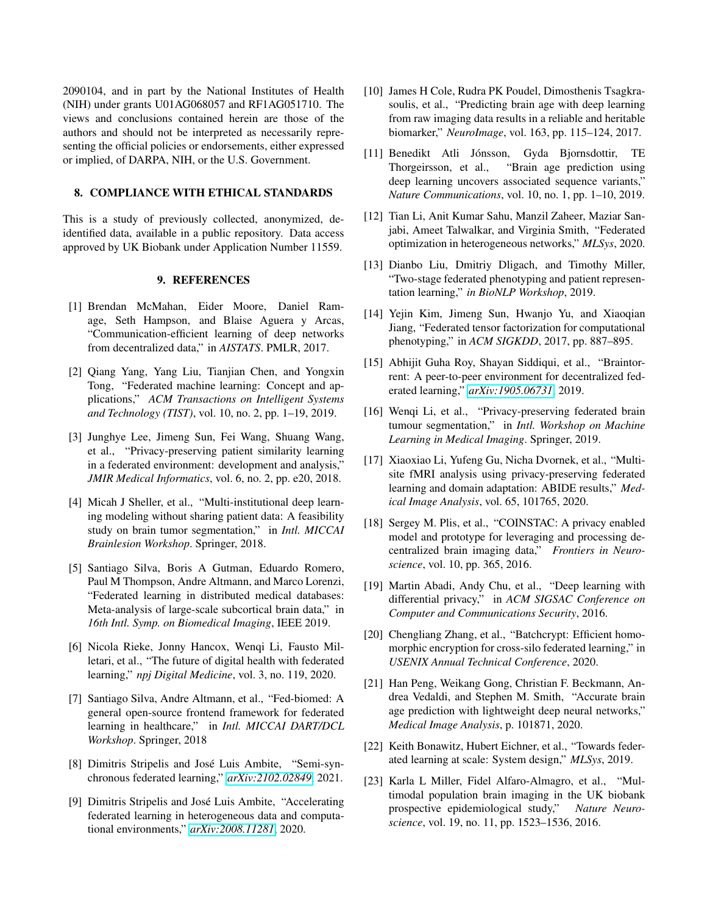2090104, and in part by the National Institutes of Health (NIH) under grants U01AG068057 and RF1AG051710. The views and conclusions contained herein are those of the authors and should not be interpreted as necessarily representing the official policies or endorsements, either expressed or implied, of DARPA, NIH, or the U.S. Government.

## 8. COMPLIANCE WITH ETHICAL STANDARDS

This is a study of previously collected, anonymized, deidentified data, available in a public repository. Data access approved by UK Biobank under Application Number 11559.

## 9. REFERENCES

[1] Brendan McMahan, Eider Moore, Daniel Ramage, Seth Hampson, and Blaise Aguera y Arcas, "Communication-efficient learning of deep networks from decentralized data," in *AISTATS*. PMLR, 2017.

[2] Qiang Yang, Yang Liu, Tianjian Chen, and Yongxin Tong, "Federated machine learning: Concept and applications," *ACM Transactions on Intelligent Systems and Technology (TIST)*, vol. 10, no. 2, pp. 1–19, 2019.

[3] Junghye Lee, Jimeng Sun, Fei Wang, Shuang Wang, et al., "Privacy-preserving patient similarity learning in a federated environment: development and analysis," *JMIR Medical Informatics*, vol. 6, no. 2, pp. e20, 2018.

[4] Micah J Sheller, et al., "Multi-institutional deep learning modeling without sharing patient data: A feasibility study on brain tumor segmentation," in *Intl. MICCAI Brainlesion Workshop*. Springer, 2018.

[5] Santiago Silva, Boris A Gutman, Eduardo Romero, Paul M Thompson, Andre Altmann, and Marco Lorenzi, "Federated learning in distributed medical databases: Meta-analysis of large-scale subcortical brain data," in *16th Intl. Symp. on Biomedical Imaging*, IEEE 2019.

[6] Nicola Rieke, Jonny Hancox, Wenqi Li, Fausto Milletari, et al., "The future of digital health with federated learning," *npj Digital Medicine*, vol. 3, no. 119, 2020.

[7] Santiago Silva, Andre Altmann, et al., "Fed-biomed: A general open-source frontend framework for federated learning in healthcare," in *Intl. MICCAI DART/DCL Workshop*. Springer, 2018

[8] Dimitris Stripelis and José Luis Ambite, "Semi-synchronous federated learning," *arXiv:2102.02849*, 2021.

[9] Dimitris Stripelis and José Luis Ambite, "Accelerating federated learning in heterogeneous data and computational environments," *arXiv:2008.11281*, 2020.

[10] James H Cole, Rudra PK Poudel, Dimosthenis Tsagkrasoulis, et al., "Predicting brain age with deep learning from raw imaging data results in a reliable and heritable biomarker," *NeuroImage*, vol. 163, pp. 115–124, 2017.

[11] Benedikt Atli Jónsson, Gyda Bjornsdottir, TE Thorgeirsson, et al., "Brain age prediction using deep learning uncovers associated sequence variants," *Nature Communications*, vol. 10, no. 1, pp. 1–10, 2019.

[12] Tian Li, Anit Kumar Sahu, Manzil Zaheer, Maziar Sanjabi, Ameet Talwalkar, and Virginia Smith, "Federated optimization in heterogeneous networks," *MLSys*, 2020.

[13] Dianbo Liu, Dmitriy Dligach, and Timothy Miller, "Two-stage federated phenotyping and patient representation learning," *in BioNLP Workshop*, 2019.

[14] Yejin Kim, Jimeng Sun, Hwanjo Yu, and Xiaoqian Jiang, "Federated tensor factorization for computational phenotyping," in *ACM SIGKDD*, 2017, pp. 887–895.

[15] Abhijit Guha Roy, Shayan Siddiqui, et al., "Braintorrent: A peer-to-peer environment for decentralized federated learning," *arXiv:1905.06731*, 2019.

[16] Wenqi Li, et al., "Privacy-preserving federated brain tumour segmentation," in *Intl. Workshop on Machine Learning in Medical Imaging*. Springer, 2019.

[17] Xiaoxiao Li, Yufeng Gu, Nicha Dvornek, et al., "Multi-site fMRI analysis using privacy-preserving federated learning and domain adaptation: ABIDE results," *Medical Image Analysis*, vol. 65, 101765, 2020.

[18] Sergey M. Plis, et al., "COINSTAC: A privacy enabled model and prototype for leveraging and processing decentralized brain imaging data," *Frontiers in Neuroscience*, vol. 10, pp. 365, 2016.

[19] Martin Abadi, Andy Chu, et al., "Deep learning with differential privacy," in *ACM SIGSAC Conference on Computer and Communications Security*, 2016.

[20] Chengliang Zhang, et al., "Batchcrypt: Efficient homomorphic encryption for cross-silo federated learning," in *USENIX Annual Technical Conference*, 2020.

[21] Han Peng, Weikang Gong, Christian F. Beckmann, Andrea Vedaldi, and Stephen M. Smith, "Accurate brain age prediction with lightweight deep neural networks," *Medical Image Analysis*, p. 101871, 2020.

[22] Keith Bonawitz, Hubert Eichner, et al., "Towards federated learning at scale: System design," *MLSys*, 2019.

[23] Karla L Miller, Fidel Alfaro-Almagro, et al., "Multimodal population brain imaging in the UK biobank prospective epidemiological study," *Nature Neuroscience*, vol. 19, no. 11, pp. 1523–1536, 2016.